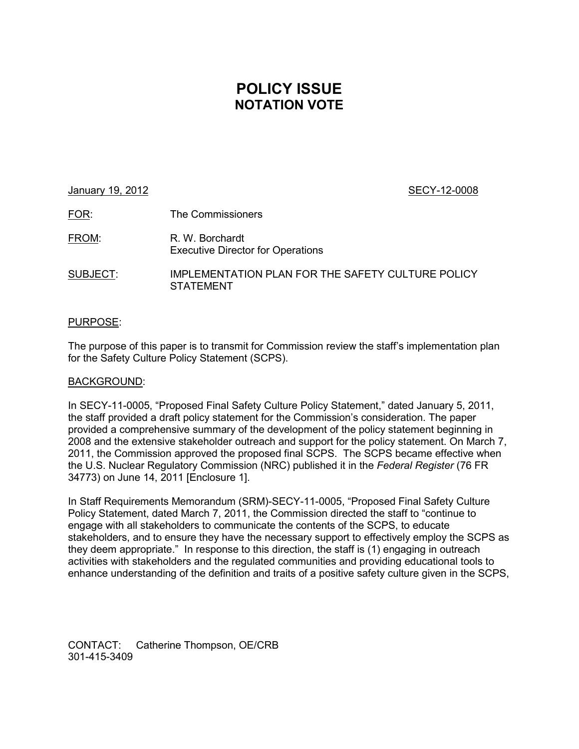# POLICY ISSUE
## NOTATION VOTE

January 19, 2012 SECY-12-0008

FOR: The Commissioners

FROM: R. W. Borchardt
Executive Director for Operations

SUBJECT: IMPLEMENTATION PLAN FOR THE SAFETY CULTURE POLICY STATEMENT

PURPOSE:

The purpose of this paper is to transmit for Commission review the staff's implementation plan for the Safety Culture Policy Statement (SCPS).

BACKGROUND:

In SECY-11-0005, "Proposed Final Safety Culture Policy Statement," dated January 5, 2011, the staff provided a draft policy statement for the Commission's consideration. The paper provided a comprehensive summary of the development of the policy statement beginning in 2008 and the extensive stakeholder outreach and support for the policy statement. On March 7, 2011, the Commission approved the proposed final SCPS. The SCPS became effective when the U.S. Nuclear Regulatory Commission (NRC) published it in the *Federal Register* (76 FR 34773) on June 14, 2011 [Enclosure 1].

In Staff Requirements Memorandum (SRM)-SECY-11-0005, "Proposed Final Safety Culture Policy Statement, dated March 7, 2011, the Commission directed the staff to "continue to engage with all stakeholders to communicate the contents of the SCPS, to educate stakeholders, and to ensure they have the necessary support to effectively employ the SCPS as they deem appropriate." In response to this direction, the staff is (1) engaging in outreach activities with stakeholders and the regulated communities and providing educational tools to enhance understanding of the definition and traits of a positive safety culture given in the SCPS,

CONTACT: Catherine Thompson, OE/CRB
301-415-3409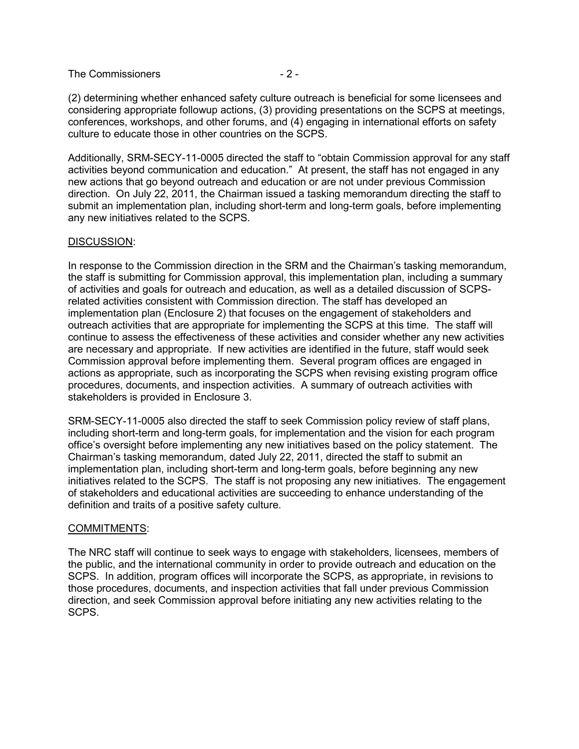(2) determining whether enhanced safety culture outreach is beneficial for some licensees and considering appropriate followup actions, (3) providing presentations on the SCPS at meetings, conferences, workshops, and other forums, and (4) engaging in international efforts on safety culture to educate those in other countries on the SCPS.

Additionally, SRM-SECY-11-0005 directed the staff to "obtain Commission approval for any staff activities beyond communication and education." At present, the staff has not engaged in any new actions that go beyond outreach and education or are not under previous Commission direction. On July 22, 2011, the Chairman issued a tasking memorandum directing the staff to submit an implementation plan, including short-term and long-term goals, before implementing any new initiatives related to the SCPS.

DISCUSSION:

In response to the Commission direction in the SRM and the Chairman's tasking memorandum, the staff is submitting for Commission approval, this implementation plan, including a summary of activities and goals for outreach and education, as well as a detailed discussion of SCPS-related activities consistent with Commission direction. The staff has developed an implementation plan (Enclosure 2) that focuses on the engagement of stakeholders and outreach activities that are appropriate for implementing the SCPS at this time. The staff will continue to assess the effectiveness of these activities and consider whether any new activities are necessary and appropriate. If new activities are identified in the future, staff would seek Commission approval before implementing them. Several program offices are engaged in actions as appropriate, such as incorporating the SCPS when revising existing program office procedures, documents, and inspection activities. A summary of outreach activities with stakeholders is provided in Enclosure 3.

SRM-SECY-11-0005 also directed the staff to seek Commission policy review of staff plans, including short-term and long-term goals, for implementation and the vision for each program office's oversight before implementing any new initiatives based on the policy statement. The Chairman's tasking memorandum, dated July 22, 2011, directed the staff to submit an implementation plan, including short-term and long-term goals, before beginning any new initiatives related to the SCPS. The staff is not proposing any new initiatives. The engagement of stakeholders and educational activities are succeeding to enhance understanding of the definition and traits of a positive safety culture.

COMMITMENTS:

The NRC staff will continue to seek ways to engage with stakeholders, licensees, members of the public, and the international community in order to provide outreach and education on the SCPS. In addition, program offices will incorporate the SCPS, as appropriate, in revisions to those procedures, documents, and inspection activities that fall under previous Commission direction, and seek Commission approval before initiating any new activities relating to the SCPS.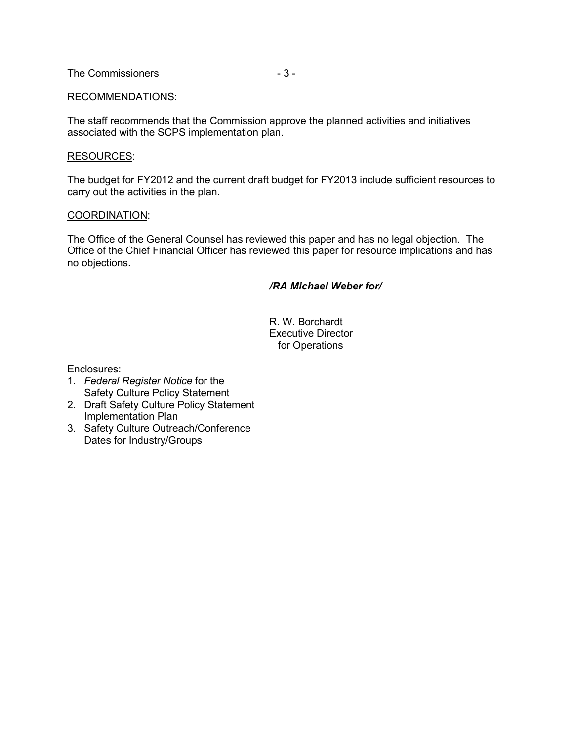RECOMMENDATIONS:

The staff recommends that the Commission approve the planned activities and initiatives associated with the SCPS implementation plan.

RESOURCES:

The budget for FY2012 and the current draft budget for FY2013 include sufficient resources to carry out the activities in the plan.

COORDINATION:

The Office of the General Counsel has reviewed this paper and has no legal objection. The Office of the Chief Financial Officer has reviewed this paper for resource implications and has no objections.

***/RA Michael Weber for/***

R. W. Borchardt
Executive Director
for Operations

Enclosures:

1. *Federal Register Notice* for the Safety Culture Policy Statement
2. Draft Safety Culture Policy Statement Implementation Plan
3. Safety Culture Outreach/Conference Dates for Industry/Groups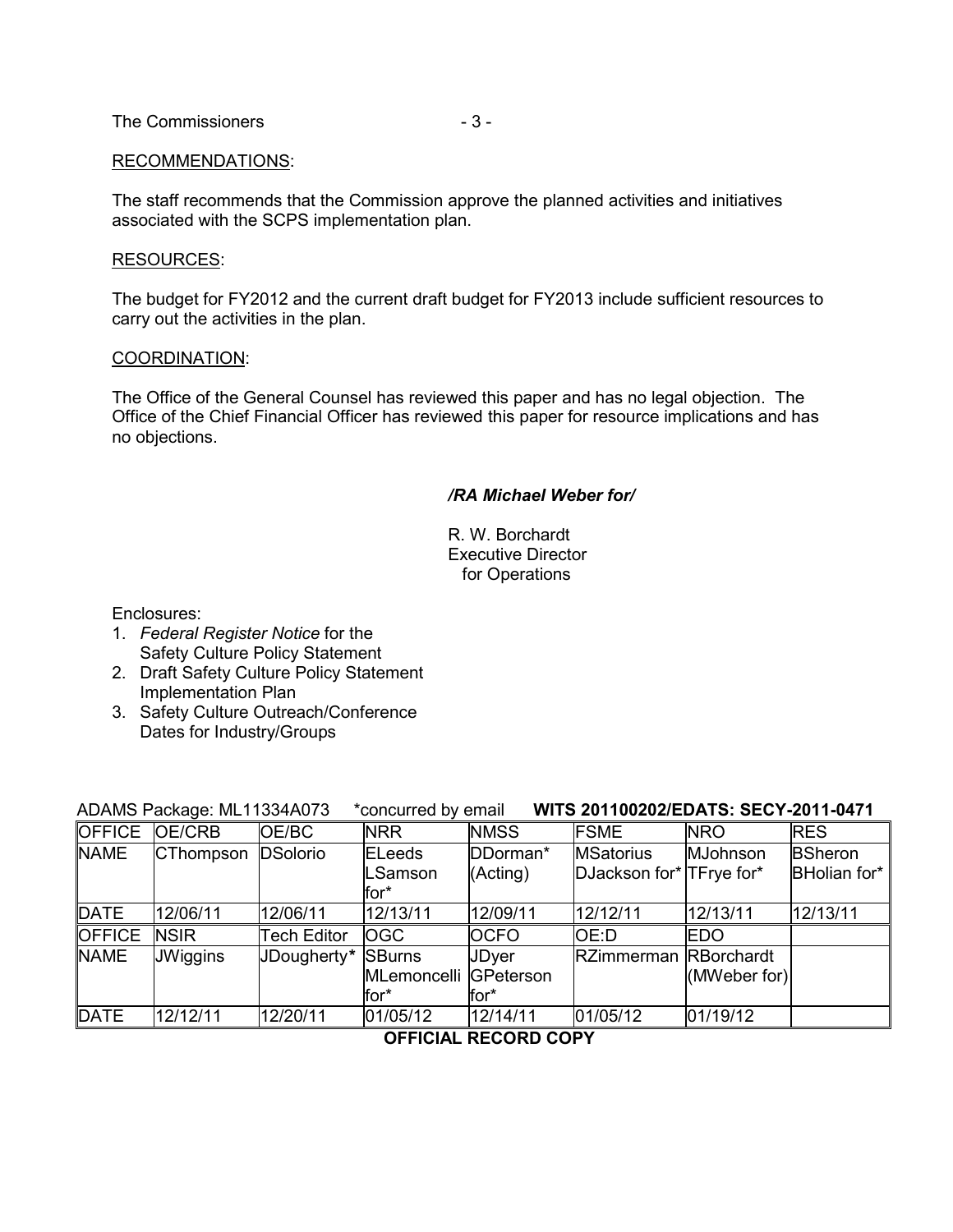RECOMMENDATIONS:

The staff recommends that the Commission approve the planned activities and initiatives associated with the SCPS implementation plan.

RESOURCES:

The budget for FY2012 and the current draft budget for FY2013 include sufficient resources to carry out the activities in the plan.

COORDINATION:

The Office of the General Counsel has reviewed this paper and has no legal objection. The Office of the Chief Financial Officer has reviewed this paper for resource implications and has no objections.

*/RA Michael Weber for/*

R. W. Borchardt
Executive Director
for Operations

Enclosures:
1. *Federal Register Notice* for the Safety Culture Policy Statement
2. Draft Safety Culture Policy Statement Implementation Plan
3. Safety Culture Outreach/Conference Dates for Industry/Groups

ADAMS Package: ML11334A073 *concurred by email **WITS 201100202/EDATS: SECY-2011-0471**

| OFFICE | OE/CRB | OE/BC | NRR | NMSS | FSME | NRO | RES |
|---|---|---|---|---|---|---|---|
| NAME | CThompson | DSolorio | ELeeds LSamson for* | DDorman* (Acting) | MSatorius DJackson for* | MJohnson TFrye for* | BSheron BHolian for* |
| DATE | 12/06/11 | 12/06/11 | 12/13/11 | 12/09/11 | 12/12/11 | 12/13/11 | 12/13/11 |
| OFFICE | NSIR | Tech Editor | OGC | OCFO | OE:D | EDO | |
| NAME | JWiggins | JDougherty* | SBurns MLemoncelli for* | JDyer GPeterson for* | RZimmerman | RBorchardt (MWeber for) | |
| DATE | 12/12/11 | 12/20/11 | 01/05/12 | 12/14/11 | 01/05/12 | 01/19/12 | |

**OFFICIAL RECORD COPY**